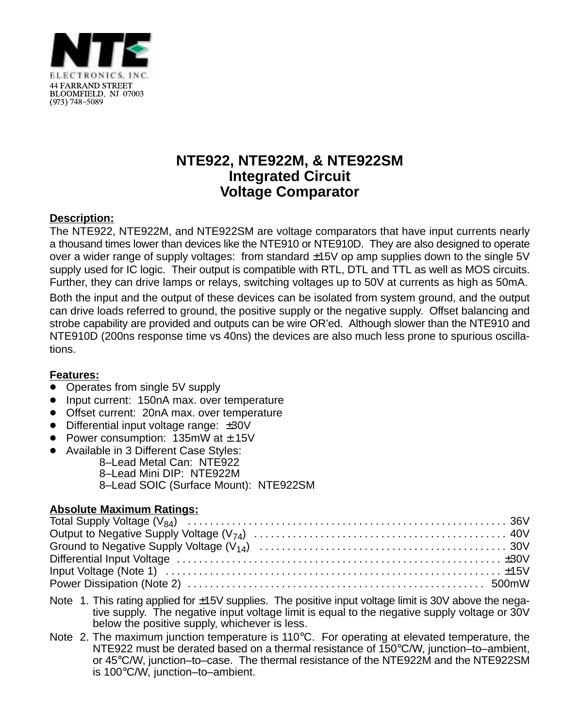NTE ELECTRONICS, INC.
44 FARRAND STREET
BLOOMFIELD, NJ 07003
(973) 748–5089

# NTE922, NTE922M, & NTE922SM
## Integrated Circuit
## Voltage Comparator

**Description:**

The NTE922, NTE922M, and NTE922SM are voltage comparators that have input currents nearly a thousand times lower than devices like the NTE910 or NTE910D. They are also designed to operate over a wider range of supply voltages: from standard ±15V op amp supplies down to the single 5V supply used for IC logic. Their output is compatible with RTL, DTL and TTL as well as MOS circuits. Further, they can drive lamps or relays, switching voltages up to 50V at currents as high as 50mA.

Both the input and the output of these devices can be isolated from system ground, and the output can drive loads referred to ground, the positive supply or the negative supply. Offset balancing and strobe capability are provided and outputs can be wire OR'ed. Although slower than the NTE910 and NTE910D (200ns response time vs 40ns) the devices are also much less prone to spurious oscillations.

**Features:**

- Operates from single 5V supply
- Input current: 150nA max. over temperature
- Offset current: 20nA max. over temperature
- Differential input voltage range: ±30V
- Power consumption: 135mW at ± 15V
- Available in 3 Different Case Styles:
  - 8–Lead Metal Can: NTE922
  - 8–Lead Mini DIP: NTE922M
  - 8–Lead SOIC (Surface Mount): NTE922SM

**Absolute Maximum Ratings:**

Total Supply Voltage ($V_{84}$) . . . . . . . . . . 36V
Output to Negative Supply Voltage ($V_{74}$) . . . . . . . . . . 40V
Ground to Negative Supply Voltage ($V_{14}$) . . . . . . . . . . 30V
Differential Input Voltage . . . . . . . . . . ±30V
Input Voltage (Note 1) . . . . . . . . . . ±15V
Power Dissipation (Note 2) . . . . . . . . . . 500mW

Note 1. This rating applied for ±15V supplies. The positive input voltage limit is 30V above the negative supply. The negative input voltage limit is equal to the negative supply voltage or 30V below the positive supply, whichever is less.

Note 2. The maximum junction temperature is 110°C. For operating at elevated temperature, the NTE922 must be derated based on a thermal resistance of 150°C/W, junction–to–ambient, or 45°C/W, junction–to–case. The thermal resistance of the NTE922M and the NTE922SM is 100°C/W, junction–to–ambient.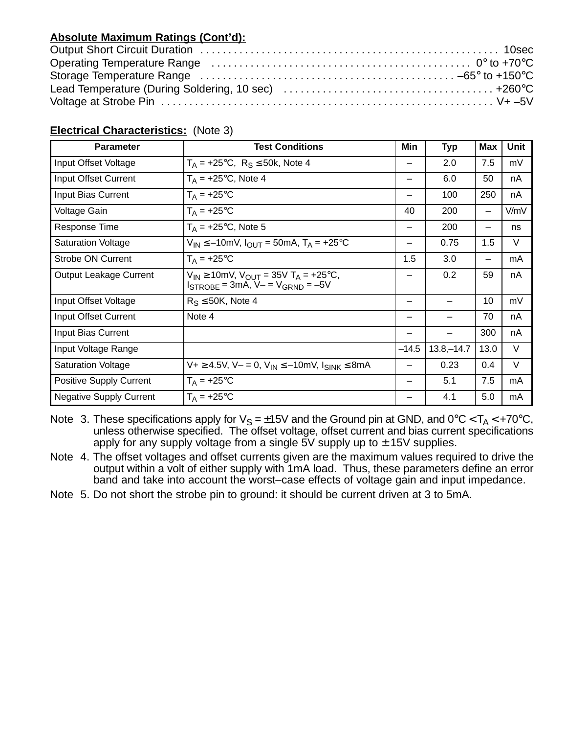**Absolute Maximum Ratings (Cont'd):**

Output Short Circuit Duration . . . . . . . . . . . . . . . . . . . . . . . . . . . . . . . . . . . . . . . . . . . . . . . . . . . . 10sec
Operating Temperature Range . . . . . . . . . . . . . . . . . . . . . . . . . . . . . . . . . . . . . . . . . . . . . . 0° to +70°C
Storage Temperature Range . . . . . . . . . . . . . . . . . . . . . . . . . . . . . . . . . . . . . . . . . . . . . –65° to +150°C
Lead Temperature (During Soldering, 10 sec) . . . . . . . . . . . . . . . . . . . . . . . . . . . . . . . . . . . . . +260°C
Voltage at Strobe Pin . . . . . . . . . . . . . . . . . . . . . . . . . . . . . . . . . . . . . . . . . . . . . . . . . . . . . . . . . . . V+ –5V

**Electrical Characteristics:** (Note 3)

| Parameter | Test Conditions | Min | Typ | Max | Unit |
|---|---|---|---|---|---|
| Input Offset Voltage | $T_A$ = +25°C, $R_S \leq$ 50k, Note 4 | – | 2.0 | 7.5 | mV |
| Input Offset Current | $T_A$ = +25°C, Note 4 | – | 6.0 | 50 | nA |
| Input Bias Current | $T_A$ = +25°C | – | 100 | 250 | nA |
| Voltage Gain | $T_A$ = +25°C | 40 | 200 | – | V/mV |
| Response Time | $T_A$ = +25°C, Note 5 | – | 200 | – | ns |
| Saturation Voltage | $V_{IN} \leq$ –10mV, $I_{OUT}$ = 50mA, $T_A$ = +25°C | – | 0.75 | 1.5 | V |
| Strobe ON Current | $T_A$ = +25°C | 1.5 | 3.0 | – | mA |
| Output Leakage Current | $V_{IN} \geq$ 10mV, $V_{OUT}$ = 35V $T_A$ = +25°C, $I_{STROBE}$ = 3mA, V– = $V_{GRND}$ = –5V | – | 0.2 | 59 | nA |
| Input Offset Voltage | $R_S \leq$ 50K, Note 4 | – | – | 10 | mV |
| Input Offset Current | Note 4 | – | – | 70 | nA |
| Input Bias Current | | – | – | 300 | nA |
| Input Voltage Range | | –14.5 | 13.8,–14.7 | 13.0 | V |
| Saturation Voltage | V+ $\geq$ 4.5V, V– = 0, $V_{IN} \leq$ –10mV, $I_{SINK} \leq$ 8mA | – | 0.23 | 0.4 | V |
| Positive Supply Current | $T_A$ = +25°C | – | 5.1 | 7.5 | mA |
| Negative Supply Current | $T_A$ = +25°C | – | 4.1 | 5.0 | mA |

Note 3. These specifications apply for $V_S$ = ±15V and the Ground pin at GND, and 0°C < $T_A$ < +70°C, unless otherwise specified. The offset voltage, offset current and bias current specifications apply for any supply voltage from a single 5V supply up to ± 15V supplies.

Note 4. The offset voltages and offset currents given are the maximum values required to drive the output within a volt of either supply with 1mA load. Thus, these parameters define an error band and take into account the worst–case effects of voltage gain and input impedance.

Note 5. Do not short the strobe pin to ground: it should be current driven at 3 to 5mA.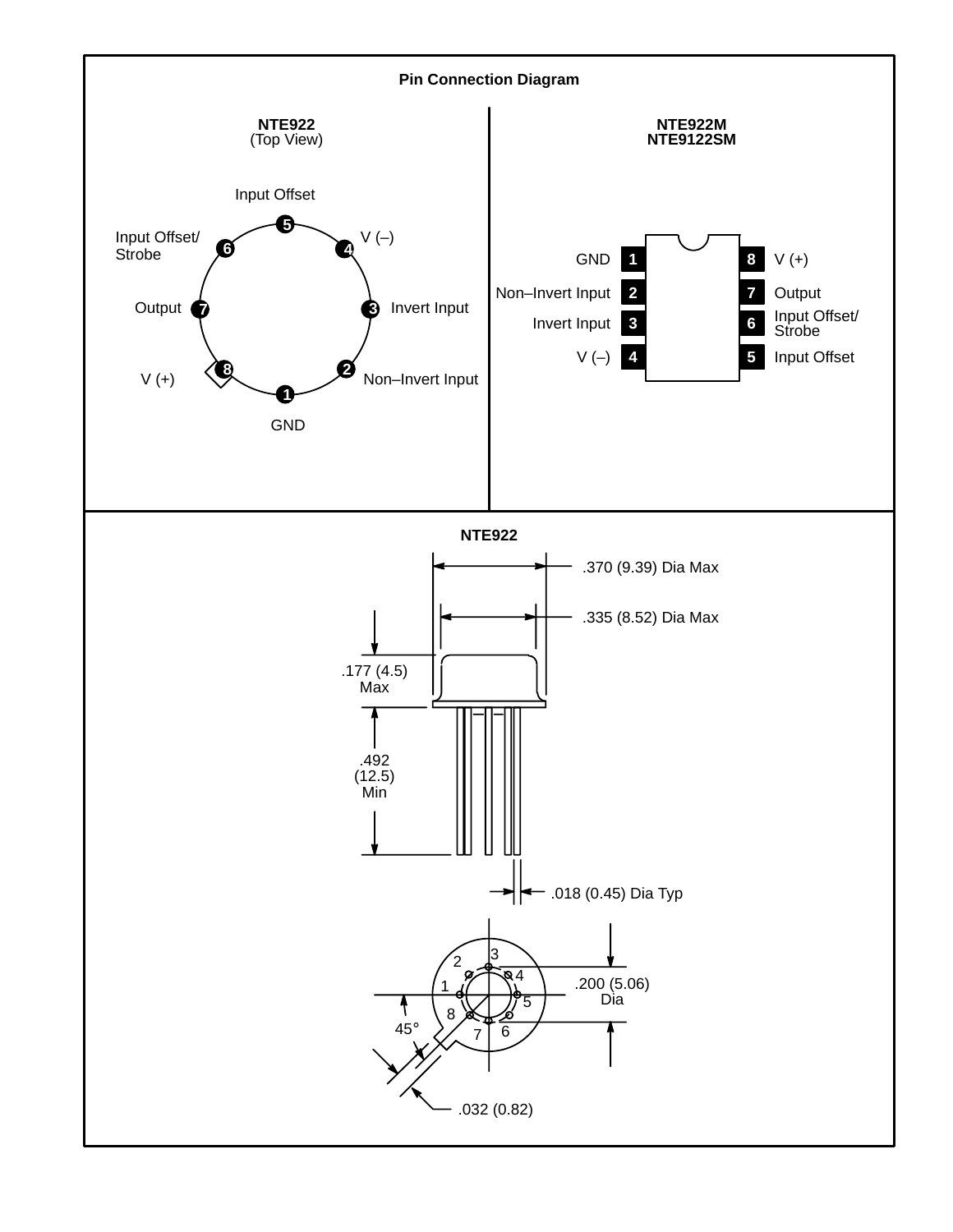## Pin Connection Diagram

### NTE922
(Top View)

| Pin | Function |
|---|---|
| 1 | GND |
| 2 | Non–Invert Input |
| 3 | Invert Input |
| 4 | V (–) |
| 5 | Input Offset |
| 6 | Input Offset/ Strobe |
| 7 | Output |
| 8 | V (+) |

### NTE922M NTE9122SM

| Pin | Function | Pin | Function |
|---|---|---|---|
| 1 | GND | 8 | V (+) |
| 2 | Non–Invert Input | 7 | Output |
| 3 | Invert Input | 6 | Input Offset/ Strobe |
| 4 | V (–) | 5 | Input Offset |

### NTE922

- .370 (9.39) Dia Max
- .335 (8.52) Dia Max
- .177 (4.5) Max
- .492 (12.5) Min
- .018 (0.45) Dia Typ
- .200 (5.06) Dia
- 45°
- .032 (0.82)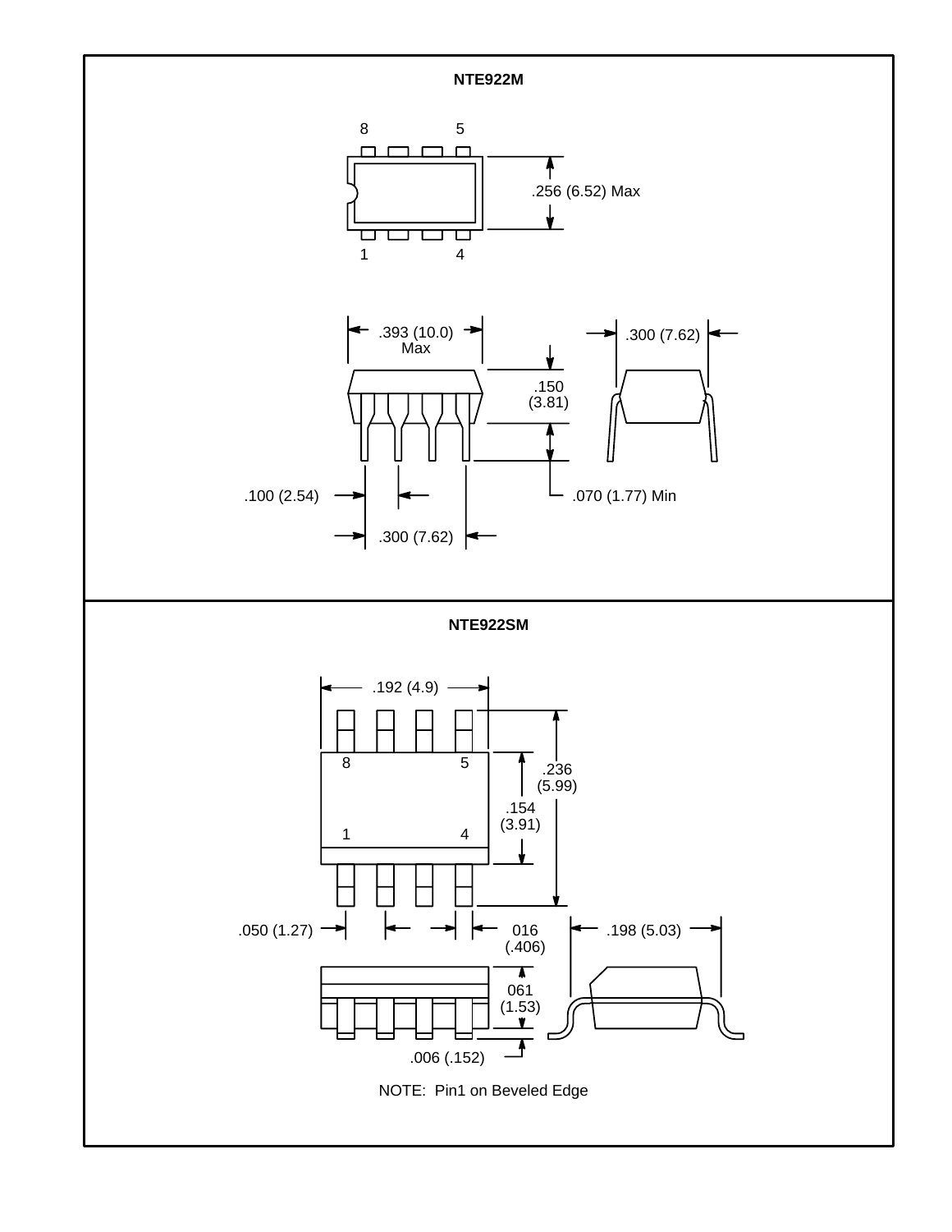## NTE922M

8 5

1 4

.256 (6.52) Max

.393 (10.0) Max

.150 (3.81)

.300 (7.62)

.100 (2.54)

.070 (1.77) Min

.300 (7.62)

## NTE922SM

.192 (4.9)

8 5

1 4

.236 (5.99)

.154 (3.91)

.050 (1.27)

016 (.406)

.198 (5.03)

061 (1.53)

.006 (.152)

NOTE: Pin1 on Beveled Edge